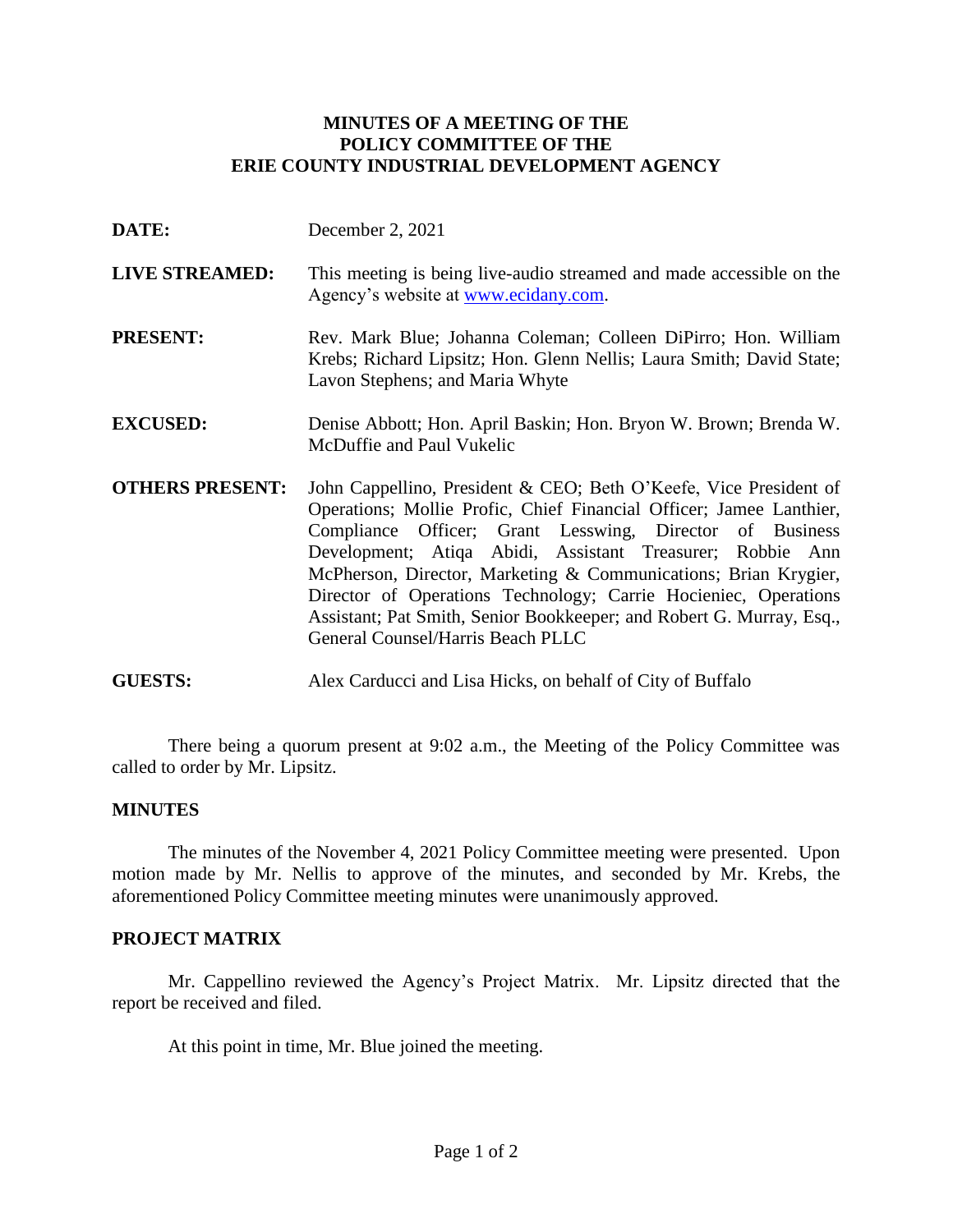# MINUTES OF A MEETING OF THE POLICY COMMITTEE OF THE ERIE COUNTY INDUSTRIAL DEVELOPMENT AGENCY

**DATE:** December 2, 2021

**LIVE STREAMED:** This meeting is being live-audio streamed and made accessible on the Agency's website at www.ecidany.com.

**PRESENT:** Rev. Mark Blue; Johanna Coleman; Colleen DiPirro; Hon. William Krebs; Richard Lipsitz; Hon. Glenn Nellis; Laura Smith; David State; Lavon Stephens; and Maria Whyte

**EXCUSED:** Denise Abbott; Hon. April Baskin; Hon. Bryon W. Brown; Brenda W. McDuffie and Paul Vukelic

**OTHERS PRESENT:** John Cappellino, President & CEO; Beth O'Keefe, Vice President of Operations; Mollie Profic, Chief Financial Officer; Jamee Lanthier, Compliance Officer; Grant Lesswing, Director of Business Development; Atiqa Abidi, Assistant Treasurer; Robbie Ann McPherson, Director, Marketing & Communications; Brian Krygier, Director of Operations Technology; Carrie Hocieniec, Operations Assistant; Pat Smith, Senior Bookkeeper; and Robert G. Murray, Esq., General Counsel/Harris Beach PLLC

**GUESTS:** Alex Carducci and Lisa Hicks, on behalf of City of Buffalo

There being a quorum present at 9:02 a.m., the Meeting of the Policy Committee was called to order by Mr. Lipsitz.

## MINUTES

The minutes of the November 4, 2021 Policy Committee meeting were presented. Upon motion made by Mr. Nellis to approve of the minutes, and seconded by Mr. Krebs, the aforementioned Policy Committee meeting minutes were unanimously approved.

## PROJECT MATRIX

Mr. Cappellino reviewed the Agency's Project Matrix. Mr. Lipsitz directed that the report be received and filed.

At this point in time, Mr. Blue joined the meeting.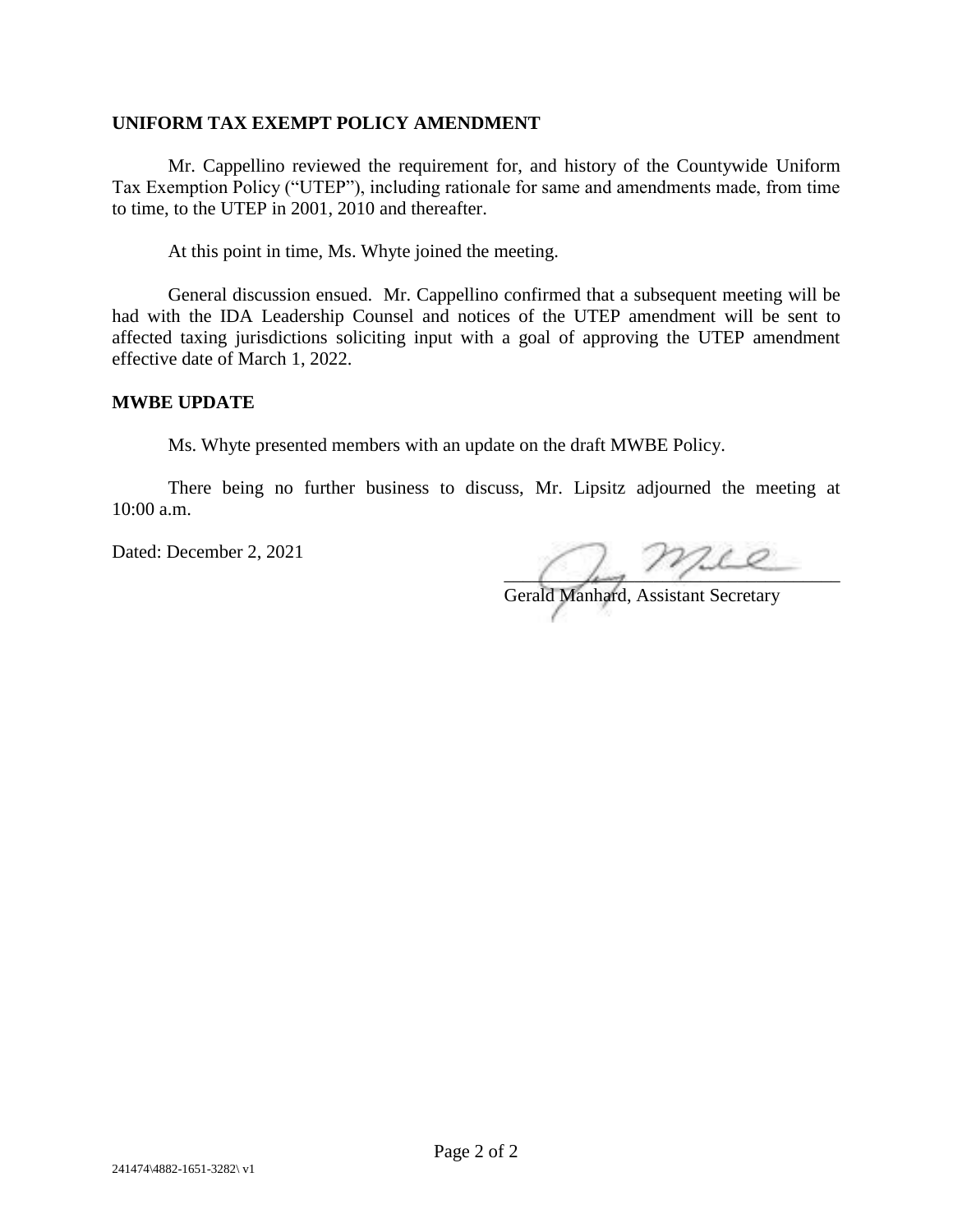**UNIFORM TAX EXEMPT POLICY AMENDMENT**

Mr. Cappellino reviewed the requirement for, and history of the Countywide Uniform Tax Exemption Policy ("UTEP"), including rationale for same and amendments made, from time to time, to the UTEP in 2001, 2010 and thereafter.

At this point in time, Ms. Whyte joined the meeting.

General discussion ensued. Mr. Cappellino confirmed that a subsequent meeting will be had with the IDA Leadership Counsel and notices of the UTEP amendment will be sent to affected taxing jurisdictions soliciting input with a goal of approving the UTEP amendment effective date of March 1, 2022.

**MWBE UPDATE**

Ms. Whyte presented members with an update on the draft MWBE Policy.

There being no further business to discuss, Mr. Lipsitz adjourned the meeting at 10:00 a.m.

Dated: December 2, 2021

\_\_\_\_\_\_\_\_\_\_\_\_\_\_\_\_\_\_\_\_\_\_\_\_\_\_\_\_\_\_\_\_\_\_\_\_

Gerald Manhard, Assistant Secretary

241474\4882-1651-3282\ v1